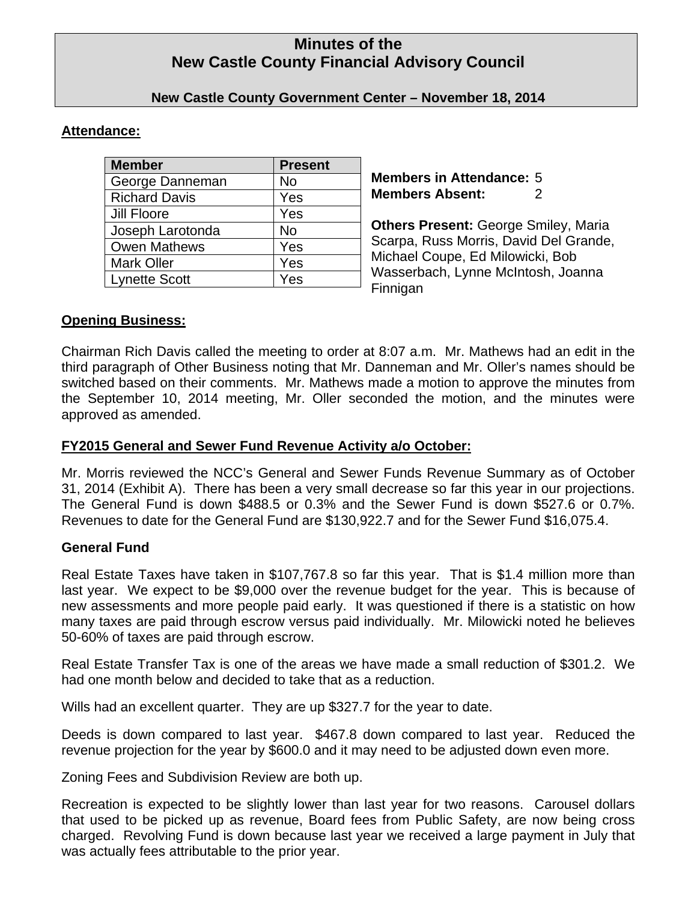# Minutes of the
# New Castle County Financial Advisory Council

**New Castle County Government Center – November 18, 2014**

**Attendance:**

| Member | Present |
|---|---|
| George Danneman | No |
| Richard Davis | Yes |
| Jill Floore | Yes |
| Joseph Larotonda | No |
| Owen Mathews | Yes |
| Mark Oller | Yes |
| Lynette Scott | Yes |

**Members in Attendance:** 5
**Members Absent:** 2

**Others Present:** George Smiley, Maria Scarpa, Russ Morris, David Del Grande, Michael Coupe, Ed Milowicki, Bob Wasserbach, Lynne McIntosh, Joanna Finnigan

**Opening Business:**

Chairman Rich Davis called the meeting to order at 8:07 a.m. Mr. Mathews had an edit in the third paragraph of Other Business noting that Mr. Danneman and Mr. Oller's names should be switched based on their comments. Mr. Mathews made a motion to approve the minutes from the September 10, 2014 meeting, Mr. Oller seconded the motion, and the minutes were approved as amended.

**FY2015 General and Sewer Fund Revenue Activity a/o October:**

Mr. Morris reviewed the NCC's General and Sewer Funds Revenue Summary as of October 31, 2014 (Exhibit A). There has been a very small decrease so far this year in our projections. The General Fund is down $488.5 or 0.3% and the Sewer Fund is down $527.6 or 0.7%. Revenues to date for the General Fund are $130,922.7 and for the Sewer Fund $16,075.4.

**General Fund**

Real Estate Taxes have taken in $107,767.8 so far this year. That is $1.4 million more than last year. We expect to be $9,000 over the revenue budget for the year. This is because of new assessments and more people paid early. It was questioned if there is a statistic on how many taxes are paid through escrow versus paid individually. Mr. Milowicki noted he believes 50-60% of taxes are paid through escrow.

Real Estate Transfer Tax is one of the areas we have made a small reduction of $301.2. We had one month below and decided to take that as a reduction.

Wills had an excellent quarter. They are up $327.7 for the year to date.

Deeds is down compared to last year. $467.8 down compared to last year. Reduced the revenue projection for the year by $600.0 and it may need to be adjusted down even more.

Zoning Fees and Subdivision Review are both up.

Recreation is expected to be slightly lower than last year for two reasons. Carousel dollars that used to be picked up as revenue, Board fees from Public Safety, are now being cross charged. Revolving Fund is down because last year we received a large payment in July that was actually fees attributable to the prior year.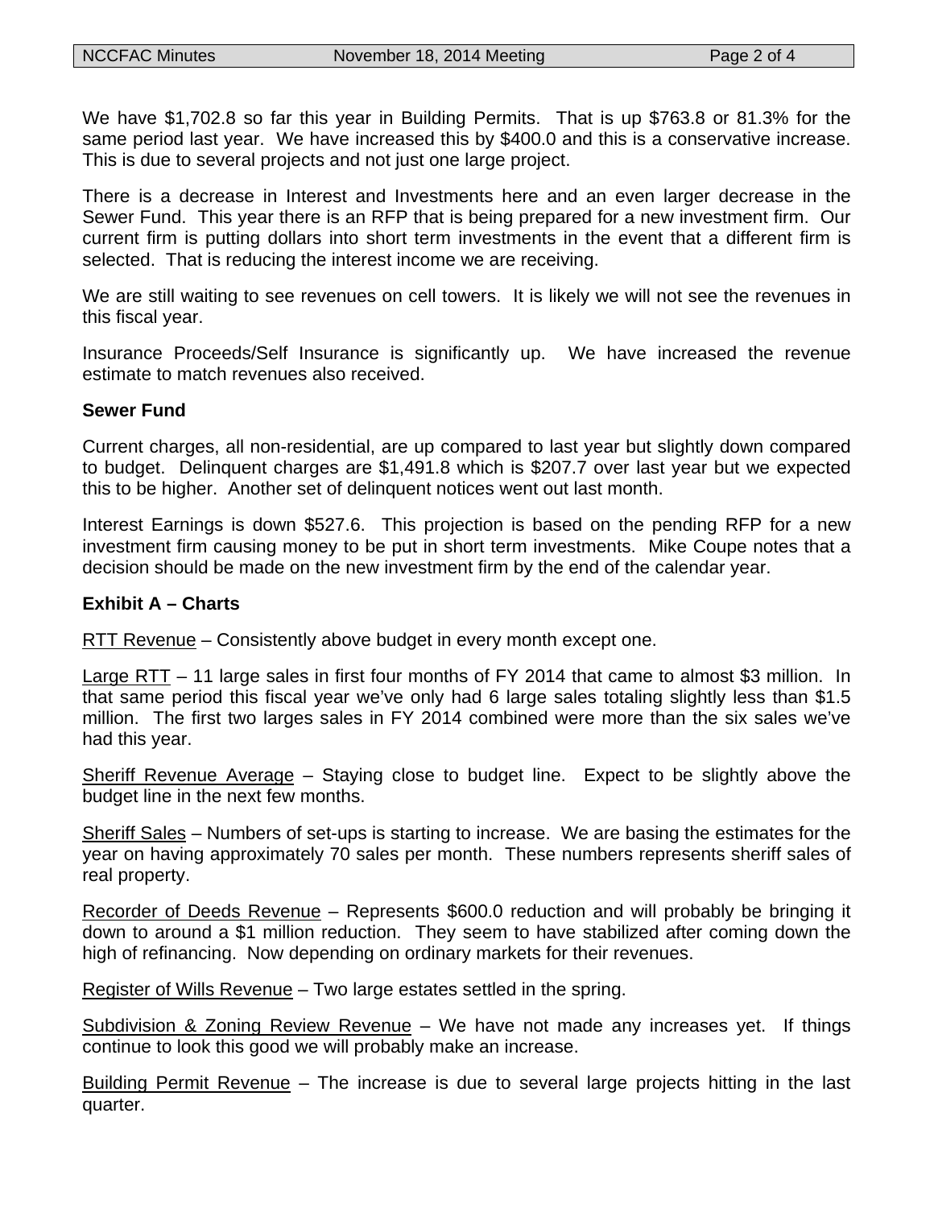We have $1,702.8 so far this year in Building Permits. That is up $763.8 or 81.3% for the same period last year. We have increased this by $400.0 and this is a conservative increase. This is due to several projects and not just one large project.

There is a decrease in Interest and Investments here and an even larger decrease in the Sewer Fund. This year there is an RFP that is being prepared for a new investment firm. Our current firm is putting dollars into short term investments in the event that a different firm is selected. That is reducing the interest income we are receiving.

We are still waiting to see revenues on cell towers. It is likely we will not see the revenues in this fiscal year.

Insurance Proceeds/Self Insurance is significantly up. We have increased the revenue estimate to match revenues also received.

**Sewer Fund**

Current charges, all non-residential, are up compared to last year but slightly down compared to budget. Delinquent charges are $1,491.8 which is $207.7 over last year but we expected this to be higher. Another set of delinquent notices went out last month.

Interest Earnings is down $527.6. This projection is based on the pending RFP for a new investment firm causing money to be put in short term investments. Mike Coupe notes that a decision should be made on the new investment firm by the end of the calendar year.

**Exhibit A – Charts**

RTT Revenue – Consistently above budget in every month except one.

Large RTT – 11 large sales in first four months of FY 2014 that came to almost $3 million. In that same period this fiscal year we've only had 6 large sales totaling slightly less than $1.5 million. The first two larges sales in FY 2014 combined were more than the six sales we've had this year.

Sheriff Revenue Average – Staying close to budget line. Expect to be slightly above the budget line in the next few months.

Sheriff Sales – Numbers of set-ups is starting to increase. We are basing the estimates for the year on having approximately 70 sales per month. These numbers represents sheriff sales of real property.

Recorder of Deeds Revenue – Represents $600.0 reduction and will probably be bringing it down to around a $1 million reduction. They seem to have stabilized after coming down the high of refinancing. Now depending on ordinary markets for their revenues.

Register of Wills Revenue – Two large estates settled in the spring.

Subdivision & Zoning Review Revenue – We have not made any increases yet. If things continue to look this good we will probably make an increase.

Building Permit Revenue – The increase is due to several large projects hitting in the last quarter.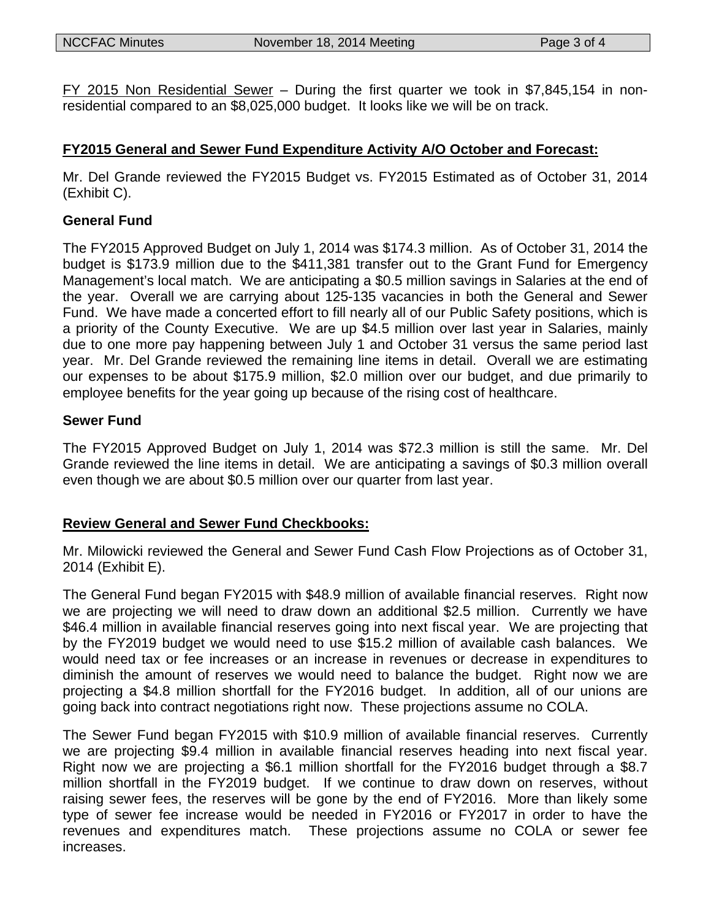FY 2015 Non Residential Sewer – During the first quarter we took in $7,845,154 in non-residential compared to an $8,025,000 budget. It looks like we will be on track.

**FY2015 General and Sewer Fund Expenditure Activity A/O October and Forecast:**

Mr. Del Grande reviewed the FY2015 Budget vs. FY2015 Estimated as of October 31, 2014 (Exhibit C).

**General Fund**

The FY2015 Approved Budget on July 1, 2014 was $174.3 million. As of October 31, 2014 the budget is $173.9 million due to the $411,381 transfer out to the Grant Fund for Emergency Management's local match. We are anticipating a $0.5 million savings in Salaries at the end of the year. Overall we are carrying about 125-135 vacancies in both the General and Sewer Fund. We have made a concerted effort to fill nearly all of our Public Safety positions, which is a priority of the County Executive. We are up $4.5 million over last year in Salaries, mainly due to one more pay happening between July 1 and October 31 versus the same period last year. Mr. Del Grande reviewed the remaining line items in detail. Overall we are estimating our expenses to be about $175.9 million, $2.0 million over our budget, and due primarily to employee benefits for the year going up because of the rising cost of healthcare.

**Sewer Fund**

The FY2015 Approved Budget on July 1, 2014 was $72.3 million is still the same. Mr. Del Grande reviewed the line items in detail. We are anticipating a savings of $0.3 million overall even though we are about $0.5 million over our quarter from last year.

**Review General and Sewer Fund Checkbooks:**

Mr. Milowicki reviewed the General and Sewer Fund Cash Flow Projections as of October 31, 2014 (Exhibit E).

The General Fund began FY2015 with $48.9 million of available financial reserves. Right now we are projecting we will need to draw down an additional $2.5 million. Currently we have $46.4 million in available financial reserves going into next fiscal year. We are projecting that by the FY2019 budget we would need to use $15.2 million of available cash balances. We would need tax or fee increases or an increase in revenues or decrease in expenditures to diminish the amount of reserves we would need to balance the budget. Right now we are projecting a $4.8 million shortfall for the FY2016 budget. In addition, all of our unions are going back into contract negotiations right now. These projections assume no COLA.

The Sewer Fund began FY2015 with $10.9 million of available financial reserves. Currently we are projecting $9.4 million in available financial reserves heading into next fiscal year. Right now we are projecting a $6.1 million shortfall for the FY2016 budget through a $8.7 million shortfall in the FY2019 budget. If we continue to draw down on reserves, without raising sewer fees, the reserves will be gone by the end of FY2016. More than likely some type of sewer fee increase would be needed in FY2016 or FY2017 in order to have the revenues and expenditures match. These projections assume no COLA or sewer fee increases.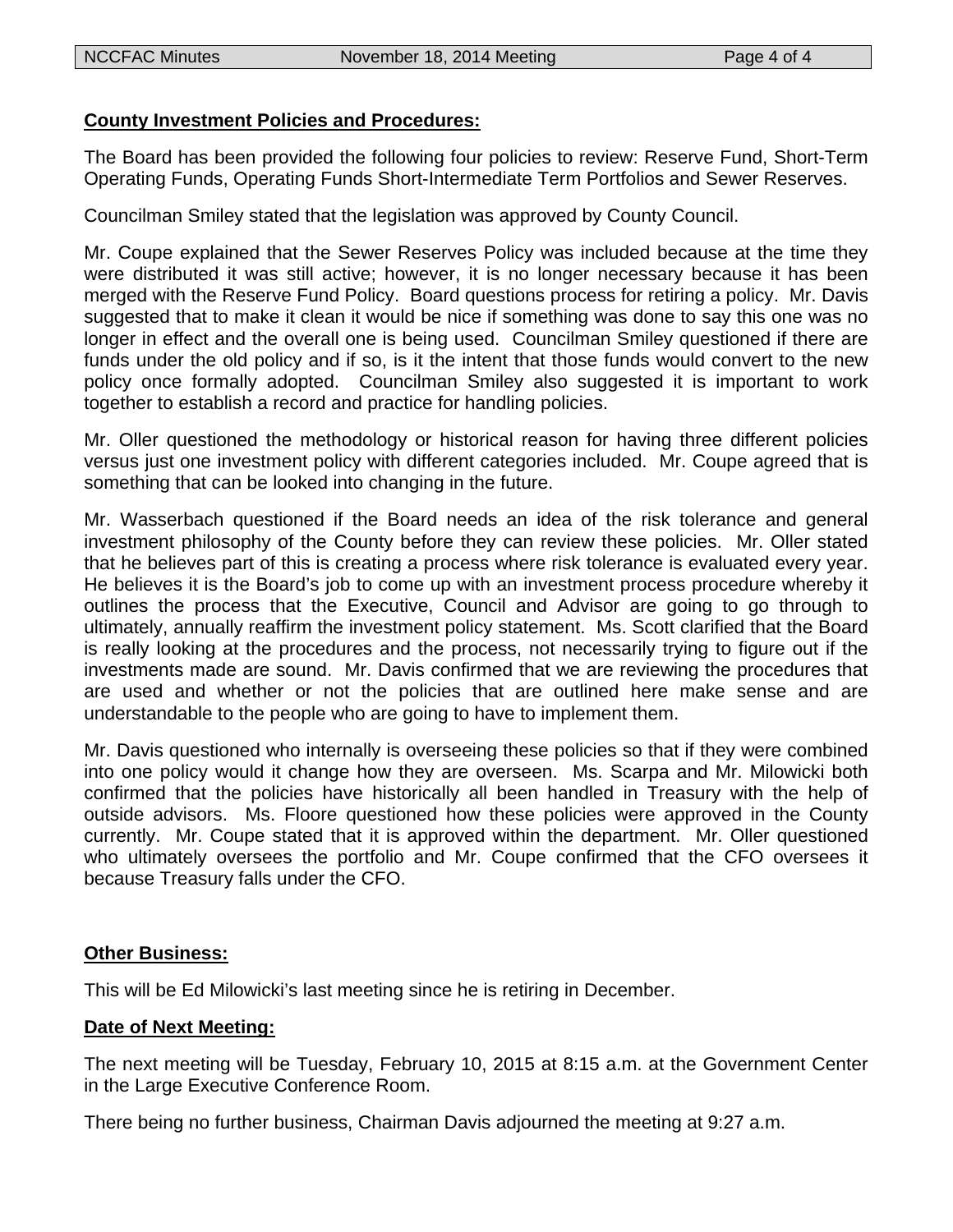**County Investment Policies and Procedures:**

The Board has been provided the following four policies to review: Reserve Fund, Short-Term Operating Funds, Operating Funds Short-Intermediate Term Portfolios and Sewer Reserves.

Councilman Smiley stated that the legislation was approved by County Council.

Mr. Coupe explained that the Sewer Reserves Policy was included because at the time they were distributed it was still active; however, it is no longer necessary because it has been merged with the Reserve Fund Policy. Board questions process for retiring a policy. Mr. Davis suggested that to make it clean it would be nice if something was done to say this one was no longer in effect and the overall one is being used. Councilman Smiley questioned if there are funds under the old policy and if so, is it the intent that those funds would convert to the new policy once formally adopted. Councilman Smiley also suggested it is important to work together to establish a record and practice for handling policies.

Mr. Oller questioned the methodology or historical reason for having three different policies versus just one investment policy with different categories included. Mr. Coupe agreed that is something that can be looked into changing in the future.

Mr. Wasserbach questioned if the Board needs an idea of the risk tolerance and general investment philosophy of the County before they can review these policies. Mr. Oller stated that he believes part of this is creating a process where risk tolerance is evaluated every year. He believes it is the Board's job to come up with an investment process procedure whereby it outlines the process that the Executive, Council and Advisor are going to go through to ultimately, annually reaffirm the investment policy statement. Ms. Scott clarified that the Board is really looking at the procedures and the process, not necessarily trying to figure out if the investments made are sound. Mr. Davis confirmed that we are reviewing the procedures that are used and whether or not the policies that are outlined here make sense and are understandable to the people who are going to have to implement them.

Mr. Davis questioned who internally is overseeing these policies so that if they were combined into one policy would it change how they are overseen. Ms. Scarpa and Mr. Milowicki both confirmed that the policies have historically all been handled in Treasury with the help of outside advisors. Ms. Floore questioned how these policies were approved in the County currently. Mr. Coupe stated that it is approved within the department. Mr. Oller questioned who ultimately oversees the portfolio and Mr. Coupe confirmed that the CFO oversees it because Treasury falls under the CFO.

**Other Business:**

This will be Ed Milowicki's last meeting since he is retiring in December.

**Date of Next Meeting:**

The next meeting will be Tuesday, February 10, 2015 at 8:15 a.m. at the Government Center in the Large Executive Conference Room.

There being no further business, Chairman Davis adjourned the meeting at 9:27 a.m.